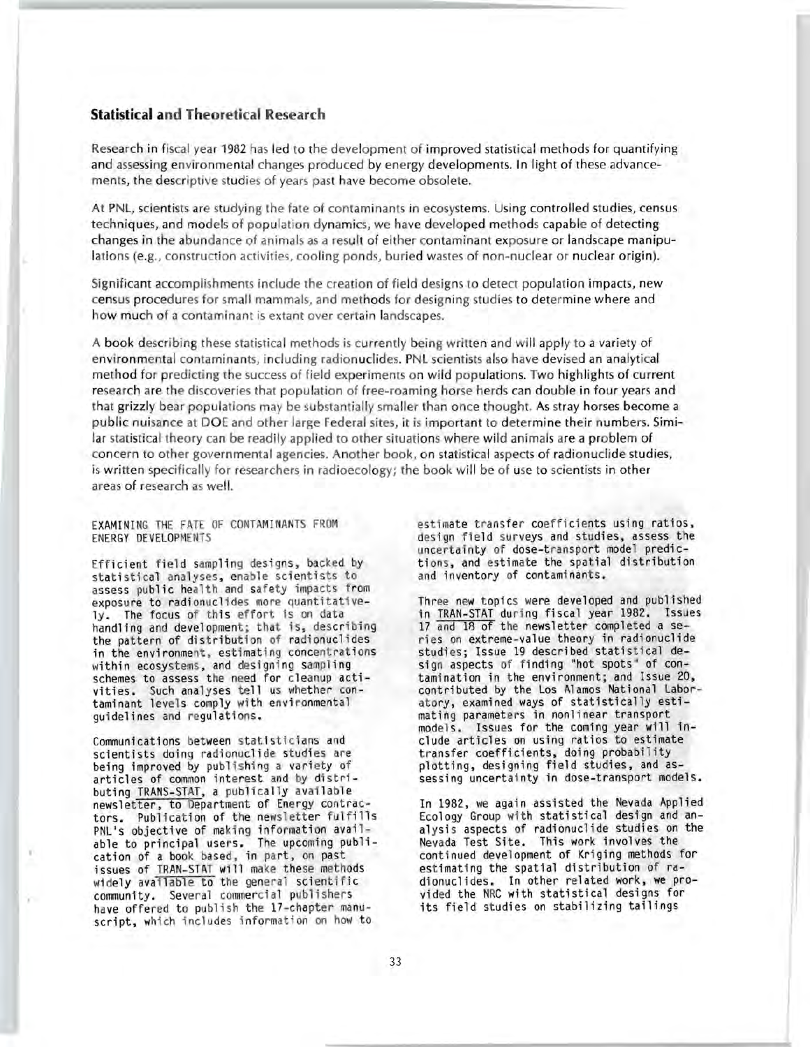## Statistical and Theoretical Research

Research in fiscal year 1982 has led to the development of improved statistical methods for quantifying and assessing environmental changes produced by energy developments. In light of these advancements, the descriptive studies of years past have become obsolete.

At PNL, scientists are studying the fate of contaminants in ecosystems. Using controlled studies, census techniques, and models of population dynamics, we have developed methods capable of detecting changes in the abundance of animals as a result of either contaminant exposure or landscape manipulations (e.g., construction activities, cooling ponds, buried wastes of non-nuclear or nuclear origin).

Significant accomplishments include the creation of field designs to detect population impacts, new census procedures for small mammals, and methods for designing studies to determine where and how much of a contaminant is extant over certain landscapes.

A book describing these statistical methods is currently being written and will apply to a variety of environmental contaminants, including radionuclides. PNL scientists also have devised an analytical method for predicting the success of field experiments on wild populations. Two highlights of current research are the discoveries that population of free-roaming horse herds can double in four years and that grizzly bear populations may be substantially smaller than once thought. As stray horses become a public nuisance at DOE and other large Federal sites, it is important to determine their numbers. Similar statistical theory can be readily applied to other situations where wild animals are a problem of concern to other governmental agencies. Another book, on statistical aspects of radionuclide studies, is written specifically for researchers in radioecology; the book will be of use to scientists in other areas of research as well.

### EXAMINING THE FATE OF CONTAMINANTS FROM ENERGY DEVELOPMENTS

Efficient field sampling designs, backed by statistical analyses, enable scientists to assess public health and safety impacts from exposure to radionuclides more quantitatively. The focus of this effort is on data handling and development; that is, describing the pattern of distribution of radionuclides in the environment, estimating concentrations within ecosystems, and designing sampling schemes to assess the need for cleanup activities. Such analyses tell us whether contaminant levels comply with environmental guidelines and regulations.

Communications between statisticians and scientists doing radionuclide studies are being improved by publishing a variety of articles of common interest and by distributing TRANS-STAT, a publically available newsletter, to Department of Energy contractors. Publication of the newsletter fulfills PNL's objective of making information available to principal users. The upcoming publication of a book based, in part, on past issues of TRAN-STAT will make these methods widely available to the general scientific community. Several commercial publishers have offered to publish the 17-chapter manuscript, which includes information on how to estimate transfer coefficients using ratios, design field surveys and studies, assess the uncertainty of dose-transport model predictions, and estimate the spatial distribution and inventory of contaminants.

Three new topics were developed and published in TRAN-STAT during fiscal year 1982. Issues 17 and 18 of the newsletter completed a series on extreme-value theory in radionuclide studies; Issue 19 described statistical design aspects of finding "hot spots" of contamination in the environment; and Issue 20, contributed by the Los Alamos National Laboratory, examined ways of statistically estimating parameters in nonlinear transport models. Issues for the coming year will include articles on using ratios to estimate transfer coefficients, doing probability plotting, designing field studies, and assessing uncertainty in dose-transport models.

In 1982, we again assisted the Nevada Applied Ecology Group with statistical design and analysis aspects of radionuclide studies on the Nevada Test Site. This work involves the continued development of Kriging methods for estimating the spatial distribution of radionuclides. In other related work, we provided the NRC with statistical designs for its field studies on stabilizing tailings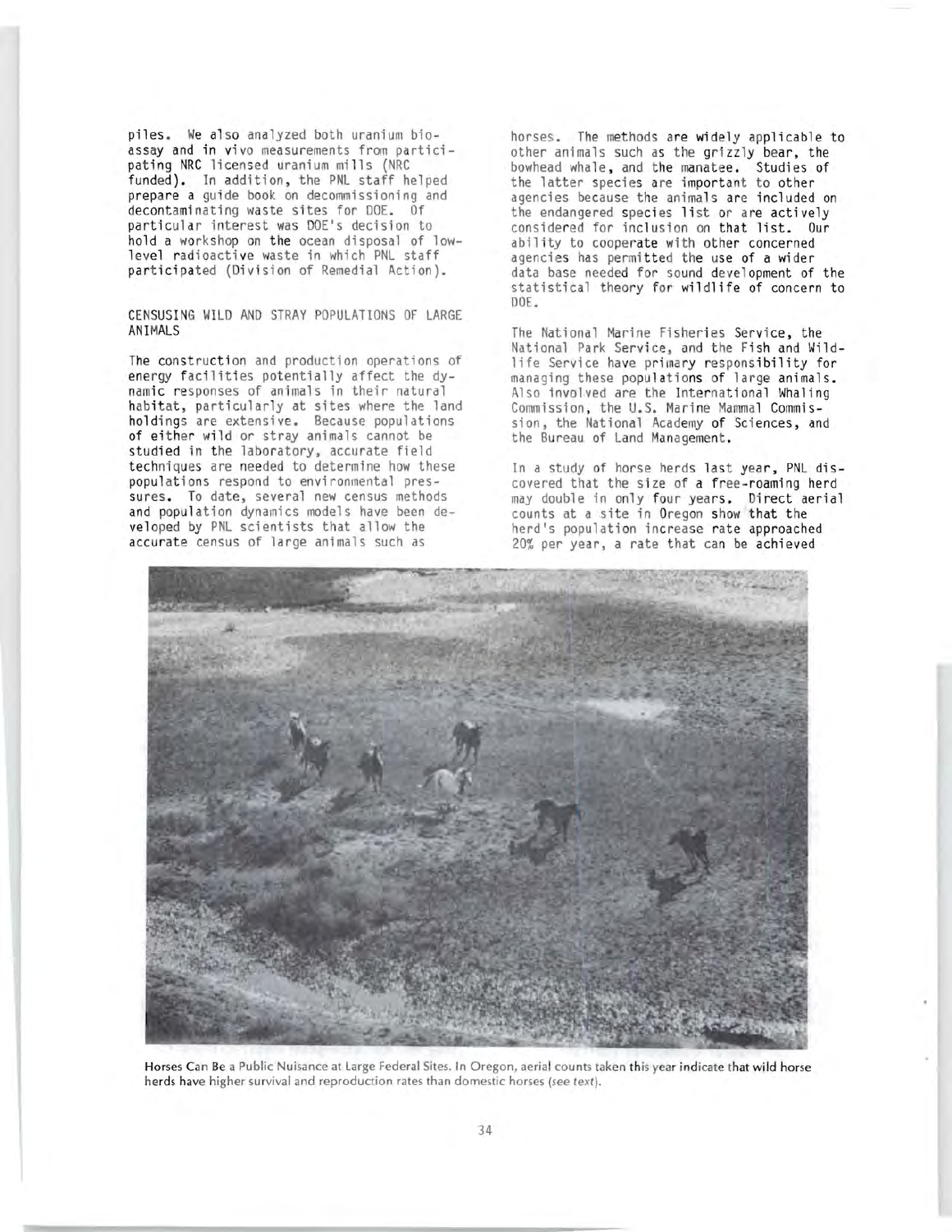piles. We also analyzed both uranium bioassay and in vivo measurements from participating NRC licensed uranium mills (NRC funded). In addition, the PNL staff helped prepare a guide book on decommissioning and decontaminating waste sites for DOE. Of particular interest was DOE's decision to hold a workshop on the ocean disposal of low-level radioactive waste in which PNL staff participated (Division of Remedial Action).

## CENSUSING WILD AND STRAY POPULATIONS OF LARGE ANIMALS

The construction and production operations of energy facilities potentially affect the dynamic responses of animals in their natural habitat, particularly at sites where the land holdings are extensive. Because populations of either wild or stray animals cannot be studied in the laboratory, accurate field techniques are needed to determine how these populations respond to environmental pressures. To date, several new census methods and population dynamics models have been developed by PNL scientists that allow the accurate census of large animals such as horses. The methods are widely applicable to other animals such as the grizzly bear, the bowhead whale, and the manatee. Studies of the latter species are important to other agencies because the animals are included on the endangered species list or are actively considered for inclusion on that list. Our ability to cooperate with other concerned agencies has permitted the use of a wider data base needed for sound development of the statistical theory for wildlife of concern to DOE.

The National Marine Fisheries Service, the National Park Service, and the Fish and Wildlife Service have primary responsibility for managing these populations of large animals. Also involved are the International Whaling Commission, the U.S. Marine Mammal Commission, the National Academy of Sciences, and the Bureau of Land Management.

In a study of horse herds last year, PNL discovered that the size of a free-roaming herd may double in only four years. Direct aerial counts at a site in Oregon show that the herd's population increase rate approached 20% per year, a rate that can be achieved

Horses Can Be a Public Nuisance at Large Federal Sites. In Oregon, aerial counts taken this year indicate that wild horse herds have higher survival and reproduction rates than domestic horses (*see text*).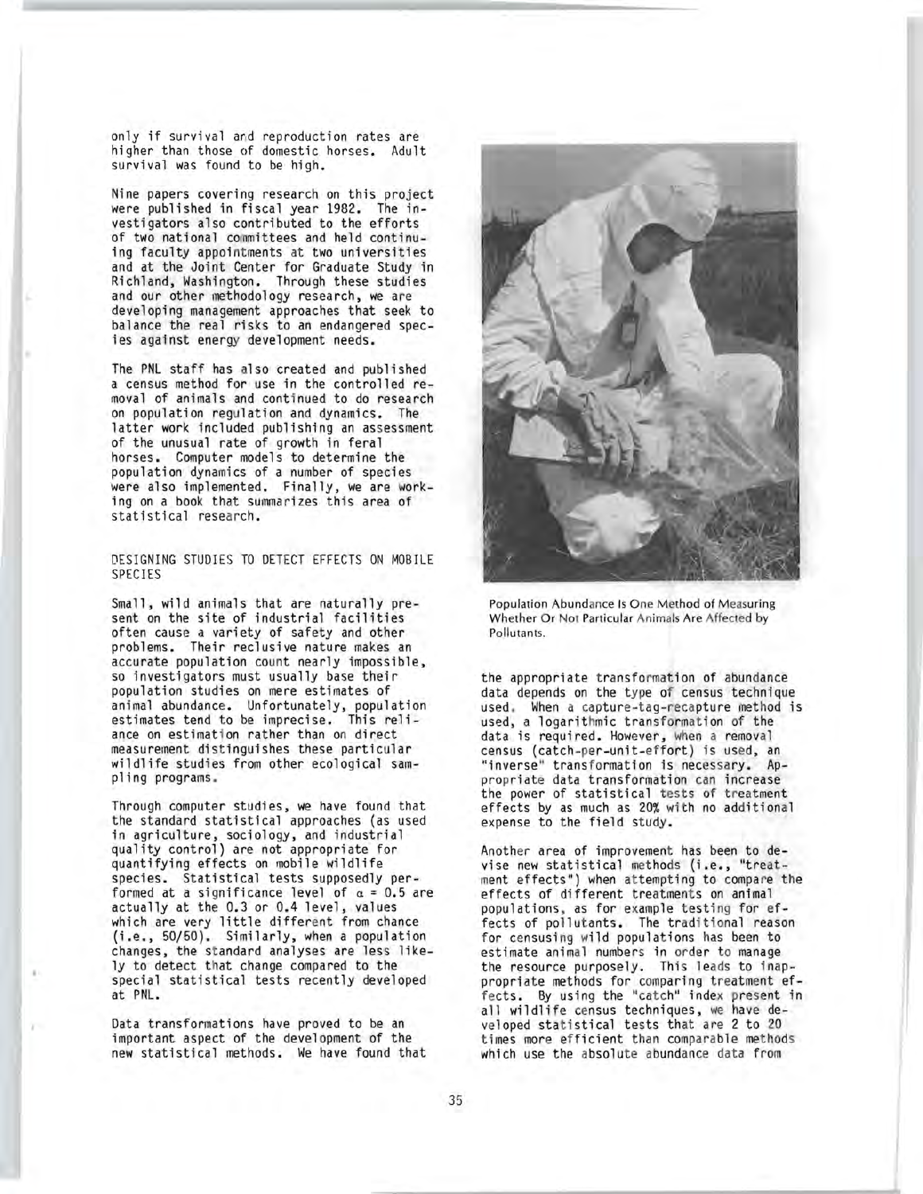only if survival and reproduction rates are higher than those of domestic horses. Adult survival was found to be high.

Nine papers covering research on this project were published in fiscal year 1982. The investigators also contributed to the efforts of two national committees and held continuing faculty appointments at two universities and at the Joint Center for Graduate Study in Richland, Washington. Through these studies and our other methodology research, we are developing management approaches that seek to balance the real risks to an endangered species against energy development needs.

The PNL staff has also created and published a census method for use in the controlled removal of animals and continued to do research on population regulation and dynamics. The latter work included publishing an assessment of the unusual rate of growth in feral horses. Computer models to determine the population dynamics of a number of species were also implemented. Finally, we are working on a book that summarizes this area of statistical research.

## DESIGNING STUDIES TO DETECT EFFECTS ON MOBILE SPECIES

Small, wild animals that are naturally present on the site of industrial facilities often cause a variety of safety and other problems. Their reclusive nature makes an accurate population count nearly impossible, so investigators must usually base their population studies on mere estimates of animal abundance. Unfortunately, population estimates tend to be imprecise. This reliance on estimation rather than on direct measurement distinguishes these particular wildlife studies from other ecological sampling programs.

Through computer studies, we have found that the standard statistical approaches (as used in agriculture, sociology, and industrial quality control) are not appropriate for quantifying effects on mobile wildlife species. Statistical tests supposedly performed at a significance level of $\alpha = 0.5$ are actually at the 0.3 or 0.4 level, values which are very little different from chance (i.e., 50/50). Similarly, when a population changes, the standard analyses are less likely to detect that change compared to the special statistical tests recently developed at PNL.

Data transformations have proved to be an important aspect of the development of the new statistical methods. We have found that the appropriate transformation of abundance data depends on the type of census technique used. When a capture-tag-recapture method is used, a logarithmic transformation of the data is required. However, when a removal census (catch-per-unit-effort) is used, an "inverse" transformation is necessary. Appropriate data transformation can increase the power of statistical tests of treatment effects by as much as 20% with no additional expense to the field study.

Population Abundance Is One Method of Measuring Whether Or Not Particular Animals Are Affected by Pollutants.

Another area of improvement has been to devise new statistical methods (i.e., "treatment effects") when attempting to compare the effects of different treatments on animal populations, as for example testing for effects of pollutants. The traditional reason for censusing wild populations has been to estimate animal numbers in order to manage the resource purposely. This leads to inappropriate methods for comparing treatment effects. By using the "catch" index present in all wildlife census techniques, we have developed statistical tests that are 2 to 20 times more efficient than comparable methods which use the absolute abundance data from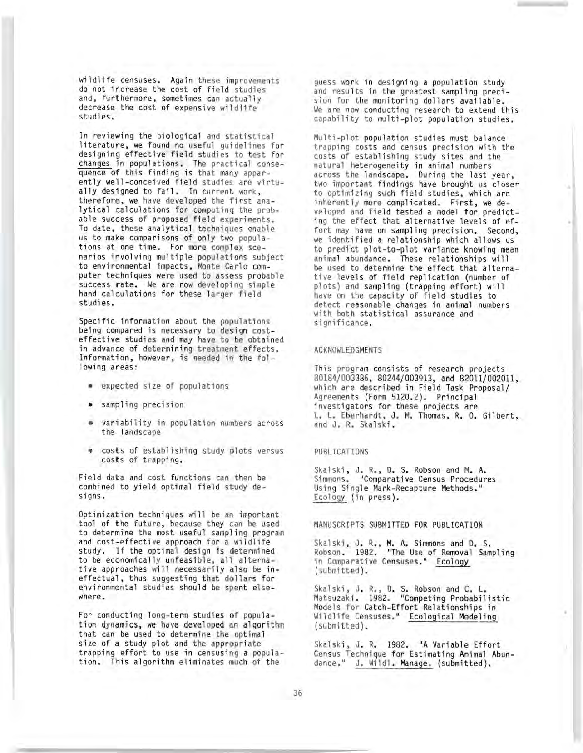wildlife censuses. Again these improvements do not increase the cost of field studies and, furthermore, sometimes can actually decrease the cost of expensive wildlife studies.

In reviewing the biological and statistical literature, we found no useful guidelines for designing effective field studies to test for changes in populations. The practical consequence of this finding is that many apparently well-conceived field studies are virtually designed to fail. In current work, therefore, we have developed the first analytical calculations for computing the probable success of proposed field experiments. To date, these analytical techniques enable us to make comparisons of only two populations at one time. For more complex scenarios involving multiple populations subject to environmental impacts, Monte Carlo computer techniques were used to assess probable success rate. We are now developing simple hand calculations for these larger field studies.

Specific information about the populations being compared is necessary to design cost-effective studies and may have to be obtained in advance of determining treatment effects. Information, however, is needed in the following areas:

- expected size of populations
- sampling precision
- variability in population numbers across the landscape
- costs of establishing study plots versus costs of trapping.

Field data and cost functions can then be combined to yield optimal field study designs.

Optimization techniques will be an important tool of the future, because they can be used to determine the most useful sampling program and cost-effective approach for a wildlife study. If the optimal design is determined to be economically unfeasible, all alternative approaches will necessarily also be ineffectual, thus suggesting that dollars for environmental studies should be spent elsewhere.

For conducting long-term studies of population dynamics, we have developed an algorithm that can be used to determine the optimal size of a study plot and the appropriate trapping effort to use in censusing a population. This algorithm eliminates much of the guess work in designing a population study and results in the greatest sampling precision for the monitoring dollars available. We are now conducting research to extend this capability to multi-plot population studies.

Multi-plot population studies must balance trapping costs and census precision with the costs of establishing study sites and the natural heterogeneity in animal numbers across the landscape. During the last year, two important findings have brought us closer to optimizing such field studies, which are inherently more complicated. First, we developed and field tested a model for predicting the effect that alternative levels of effort may have on sampling precision. Second, we identified a relationship which allows us to predict plot-to-plot variance knowing mean animal abundance. These relationships will be used to determine the effect that alternative levels of field replication (number of plots) and sampling (trapping effort) will have on the capacity of field studies to detect reasonable changes in animal numbers with both statistical assurance and significance.

## ACKNOWLEDGMENTS

This program consists of research projects 80184/003386, 80244/003913, and 82011/002011, which are described in Field Task Proposal/Agreements (Form 5120.2). Principal investigators for these projects are L. L. Eberhardt, J. M. Thomas, R. O. Gilbert, and J. R. Skalski.

## PUBLICATIONS

Skalski, J. R., D. S. Robson and M. A. Simmons. "Comparative Census Procedures Using Single Mark-Recapture Methods." Ecology (in press).

## MANUSCRIPTS SUBMITTED FOR PUBLICATION

Skalski, J. R., M. A. Simmons and D. S. Robson. 1982. "The Use of Removal Sampling in Comparative Censuses." Ecology (submitted).

Skalski, J. R., D. S. Robson and C. L. Matsuzaki. 1982. "Competing Probabilistic Models for Catch-Effort Relationships in Wildlife Censuses." Ecological Modeling (submitted).

Skalski, J. R. 1982. "A Variable Effort Census Technique for Estimating Animal Abundance." J. Wildl. Manage. (submitted).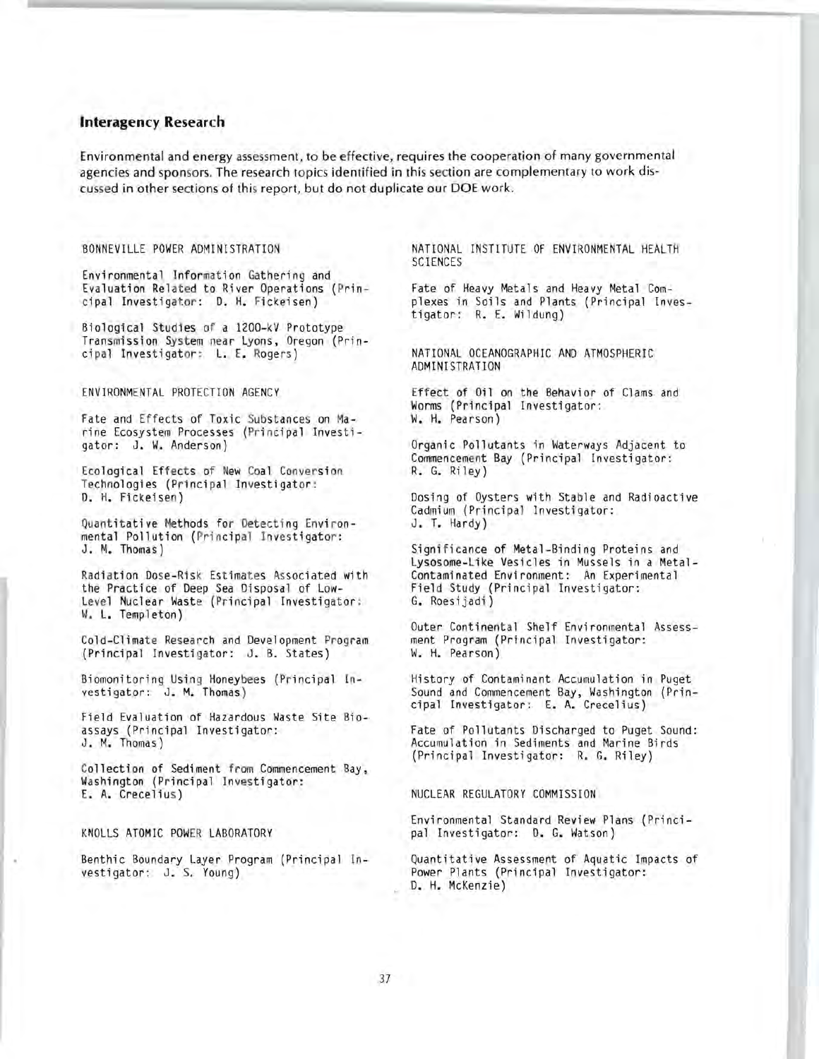## Interagency Research

Environmental and energy assessment, to be effective, requires the cooperation of many governmental agencies and sponsors. The research topics identified in this section are complementary to work discussed in other sections of this report, but do not duplicate our DOE work.

### BONNEVILLE POWER ADMINISTRATION

Environmental Information Gathering and Evaluation Related to River Operations (Principal Investigator: D. H. Fickeisen)

Biological Studies of a 1200-kV Prototype Transmission System near Lyons, Oregon (Principal Investigator: L. E. Rogers)

### ENVIRONMENTAL PROTECTION AGENCY

Fate and Effects of Toxic Substances on Marine Ecosystem Processes (Principal Investigator: J. W. Anderson)

Ecological Effects of New Coal Conversion Technologies (Principal Investigator: D. H. Fickeisen)

Quantitative Methods for Detecting Environmental Pollution (Principal Investigator: J. M. Thomas)

Radiation Dose-Risk Estimates Associated with the Practice of Deep Sea Disposal of Low-Level Nuclear Waste (Principal Investigator: W. L. Templeton)

Cold-Climate Research and Development Program (Principal Investigator: J. B. States)

Biomonitoring Using Honeybees (Principal Investigator: J. M. Thomas)

Field Evaluation of Hazardous Waste Site Bioassays (Principal Investigator: J. M. Thomas)

Collection of Sediment from Commencement Bay, Washington (Principal Investigator: E. A. Crecelius)

### KNOLLS ATOMIC POWER LABORATORY

Benthic Boundary Layer Program (Principal Investigator: J. S. Young)

### NATIONAL INSTITUTE OF ENVIRONMENTAL HEALTH SCIENCES

Fate of Heavy Metals and Heavy Metal Complexes in Soils and Plants (Principal Investigator: R. E. Wildung)

### NATIONAL OCEANOGRAPHIC AND ATMOSPHERIC ADMINISTRATION

Effect of Oil on the Behavior of Clams and Worms (Principal Investigator: W. H. Pearson)

Organic Pollutants in Waterways Adjacent to Commencement Bay (Principal Investigator: R. G. Riley)

Dosing of Oysters with Stable and Radioactive Cadmium (Principal Investigator: J. T. Hardy)

Significance of Metal-Binding Proteins and Lysosome-Like Vesicles in Mussels in a Metal-Contaminated Environment: An Experimental Field Study (Principal Investigator: G. Roesijadi)

Outer Continental Shelf Environmental Assessment Program (Principal Investigator: W. H. Pearson)

History of Contaminant Accumulation in Puget Sound and Commencement Bay, Washington (Principal Investigator: E. A. Crecelius)

Fate of Pollutants Discharged to Puget Sound: Accumulation in Sediments and Marine Birds (Principal Investigator: R. G. Riley)

### NUCLEAR REGULATORY COMMISSION

Environmental Standard Review Plans (Principal Investigator: D. G. Watson)

Quantitative Assessment of Aquatic Impacts of Power Plants (Principal Investigator: D. H. McKenzie)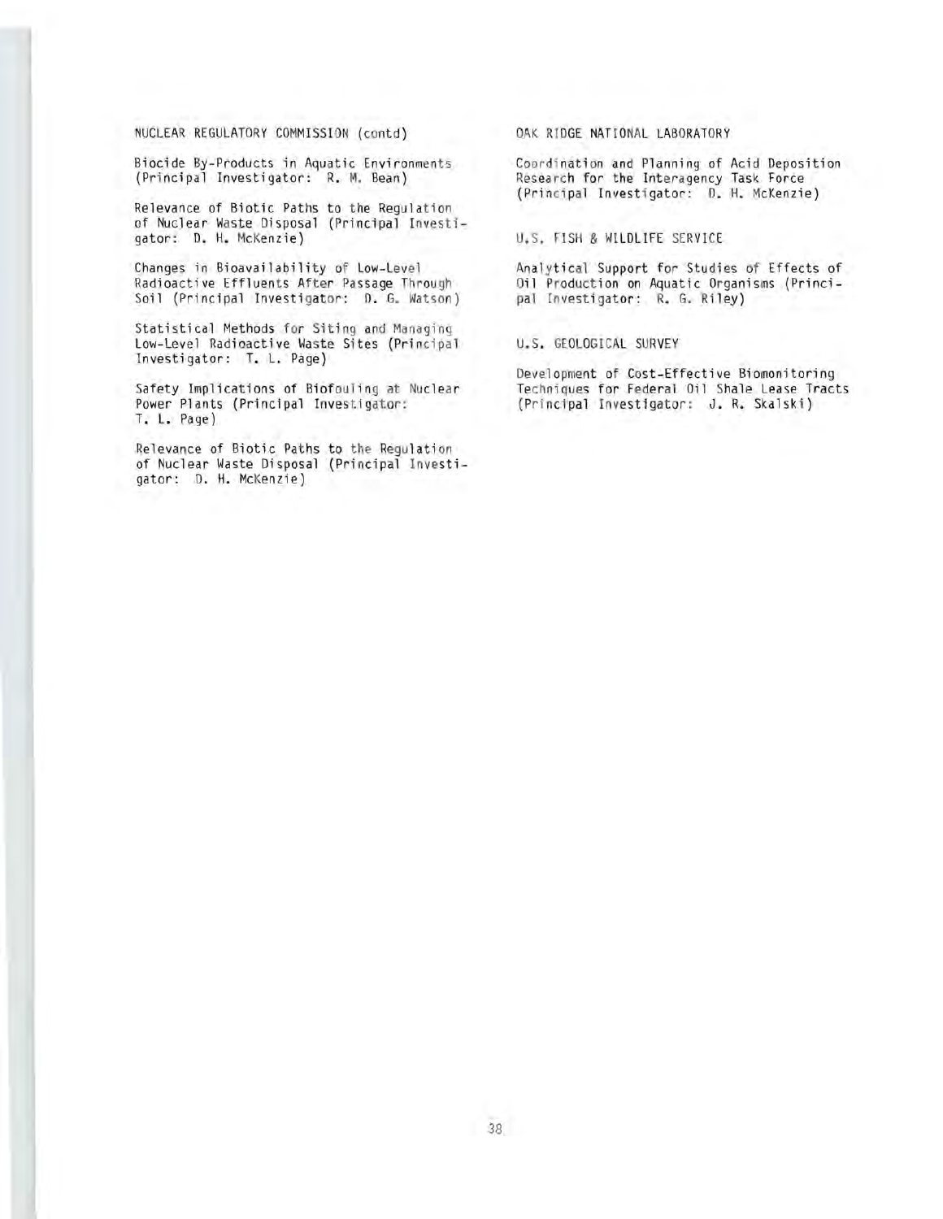NUCLEAR REGULATORY COMMISSION (contd)

Biocide By-Products in Aquatic Environments (Principal Investigator: R. M. Bean)

Relevance of Biotic Paths to the Regulation of Nuclear Waste Disposal (Principal Investigator: D. H. McKenzie)

Changes in Bioavailability of Low-Level Radioactive Effluents After Passage Through Soil (Principal Investigator: D. G. Watson)

Statistical Methods for Siting and Managing Low-Level Radioactive Waste Sites (Principal Investigator: T. L. Page)

Safety Implications of Biofouling at Nuclear Power Plants (Principal Investigator: T. L. Page)

Relevance of Biotic Paths to the Regulation of Nuclear Waste Disposal (Principal Investigator: D. H. McKenzie)

OAK RIDGE NATIONAL LABORATORY

Coordination and Planning of Acid Deposition Research for the Interagency Task Force (Principal Investigator: D. H. McKenzie)

U.S. FISH & WILDLIFE SERVICE

Analytical Support for Studies of Effects of Oil Production on Aquatic Organisms (Principal Investigator: R. G. Riley)

U.S. GEOLOGICAL SURVEY

Development of Cost-Effective Biomonitoring Techniques for Federal Oil Shale Lease Tracts (Principal Investigator: J. R. Skalski)